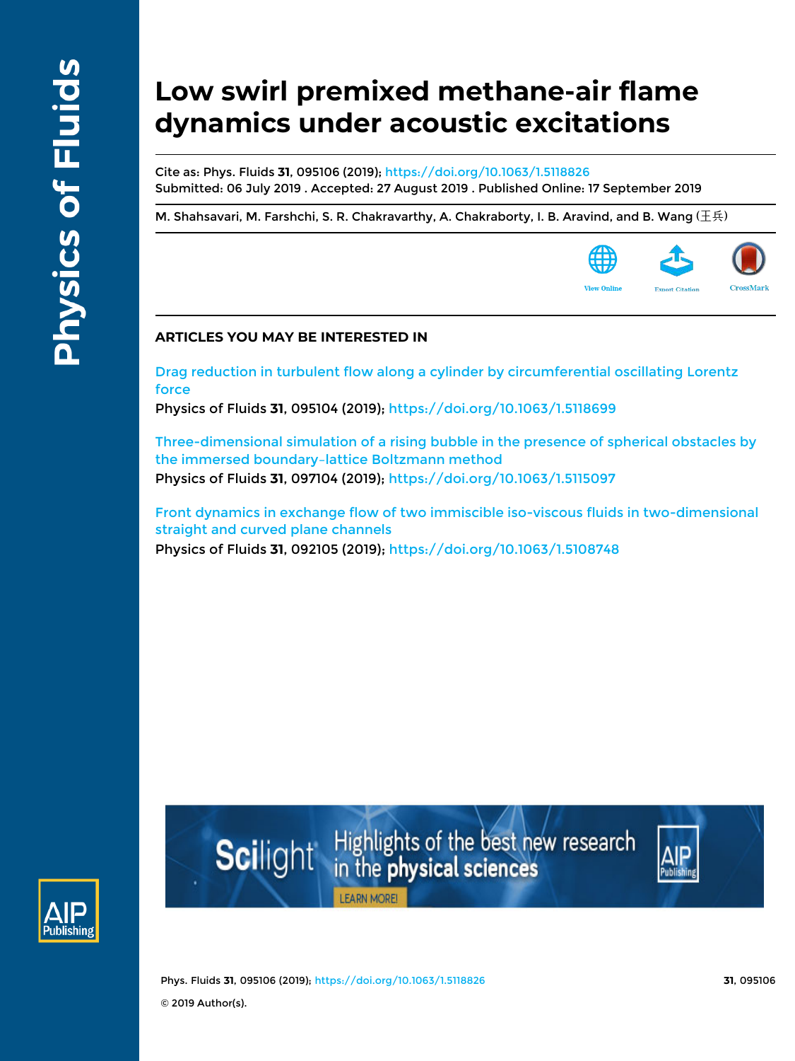# Low swirl premixed methane-air flame dynamics under acoustic excitations

Cite as: Phys. Fluids **31**, 095106 (2019); https://doi.org/10.1063/1.5118826
Submitted: 06 July 2019 . Accepted: 27 August 2019 . Published Online: 17 September 2019

M. Shahsavari, M. Farshchi, S. R. Chakravarthy, A. Chakraborty, I. B. Aravind, and B. Wang (王兵)

View Online | Export Citation | CrossMark

## ARTICLES YOU MAY BE INTERESTED IN

Drag reduction in turbulent flow along a cylinder by circumferential oscillating Lorentz force
Physics of Fluids **31**, 095104 (2019); https://doi.org/10.1063/1.5118699

Three-dimensional simulation of a rising bubble in the presence of spherical obstacles by the immersed boundary–lattice Boltzmann method
Physics of Fluids **31**, 097104 (2019); https://doi.org/10.1063/1.5115097

Front dynamics in exchange flow of two immiscible iso-viscous fluids in two-dimensional straight and curved plane channels
Physics of Fluids **31**, 092105 (2019); https://doi.org/10.1063/1.5108748

© 2019 Author(s).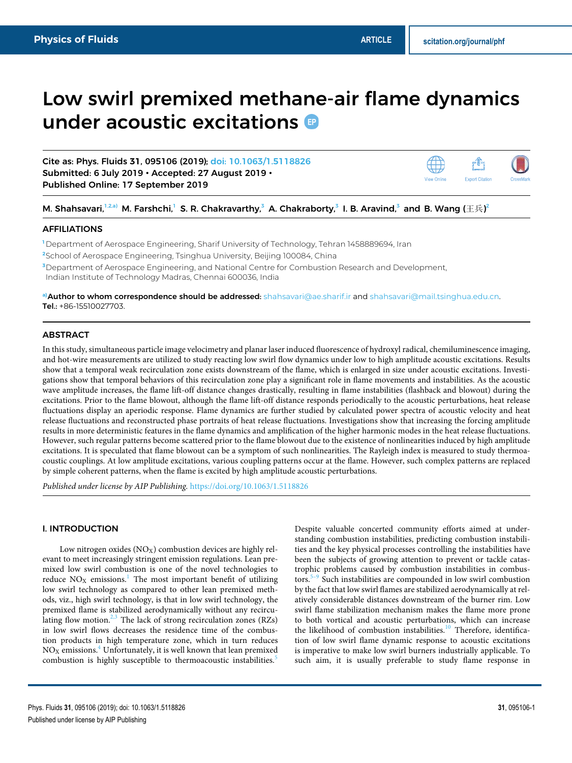# Low swirl premixed methane-air flame dynamics under acoustic excitations

Cite as: Phys. Fluids 31, 095106 (2019); doi: 10.1063/1.5118826
Submitted: 6 July 2019 • Accepted: 27 August 2019 •
Published Online: 17 September 2019

M. Shahsavari,[1,2,a)] M. Farshchi,[1] S. R. Chakravarthy,[3] A. Chakraborty,[3] I. B. Aravind,[3] and B. Wang (王兵)[2]

## AFFILIATIONS

[1] Department of Aerospace Engineering, Sharif University of Technology, Tehran 1458889694, Iran
[2] School of Aerospace Engineering, Tsinghua University, Beijing 100084, China
[3] Department of Aerospace Engineering, and National Centre for Combustion Research and Development, Indian Institute of Technology Madras, Chennai 600036, India

[a)] **Author to whom correspondence should be addressed:** shahsavari@ae.sharif.ir and shahsavari@mail.tsinghua.edu.cn.
**Tel.:** +86-15510027703.

## ABSTRACT

In this study, simultaneous particle image velocimetry and planar laser induced fluorescence of hydroxyl radical, chemiluminescence imaging, and hot-wire measurements are utilized to study reacting low swirl flow dynamics under low to high amplitude acoustic excitations. Results show that a temporal weak recirculation zone exists downstream of the flame, which is enlarged in size under acoustic excitations. Investigations show that temporal behaviors of this recirculation zone play a significant role in flame movements and instabilities. As the acoustic wave amplitude increases, the flame lift-off distance changes drastically, resulting in flame instabilities (flashback and blowout) during the excitations. Prior to the flame blowout, although the flame lift-off distance responds periodically to the acoustic perturbations, heat release fluctuations display an aperiodic response. Flame dynamics are further studied by calculated power spectra of acoustic velocity and heat release fluctuations and reconstructed phase portraits of heat release fluctuations. Investigations show that increasing the forcing amplitude results in more deterministic features in the flame dynamics and amplification of the higher harmonic modes in the heat release fluctuations. However, such regular patterns become scattered prior to the flame blowout due to the existence of nonlinearities induced by high amplitude excitations. It is speculated that flame blowout can be a symptom of such nonlinearities. The Rayleigh index is measured to study thermoacoustic couplings. At low amplitude excitations, various coupling patterns occur at the flame. However, such complex patterns are replaced by simple coherent patterns, when the flame is excited by high amplitude acoustic perturbations.

*Published under license by AIP Publishing.* https://doi.org/10.1063/1.5118826

## I. INTRODUCTION

Low nitrogen oxides ($NO_X$) combustion devices are highly relevant to meet increasingly stringent emission regulations. Lean premixed low swirl combustion is one of the novel technologies to reduce $NO_X$ emissions.[1] The most important benefit of utilizing low swirl technology as compared to other lean premixed methods, viz., high swirl technology, is that in low swirl technology, the premixed flame is stabilized aerodynamically without any recirculating flow motion.[2,3] The lack of strong recirculation zones (RZs) in low swirl flows decreases the residence time of the combustion products in high temperature, which in turn reduces $NO_X$ emissions.[4] Unfortunately, it is well known that lean premixed combustion is highly susceptible to thermoacoustic instabilities.[5] Despite valuable concerted community efforts aimed at understanding combustion instabilities, predicting combustion instabilities and the key physical processes controlling the instabilities have been the subjects of growing attention to prevent or tackle catastrophic problems caused by combustion instabilities in combustors.[5–9] Such instabilities are compounded in low swirl combustion by the fact that low swirl flames are stabilized aerodynamically at relatively considerable distances downstream of the burner rim. Low swirl flame stabilization mechanism makes the flame more prone to both vortical and acoustic perturbations, which can increase the likelihood of combustion instabilities.[10] Therefore, identification of low swirl flame dynamic response to acoustic excitations is imperative to make low swirl burners industrially applicable. To such aim, it is usually preferable to study flame response in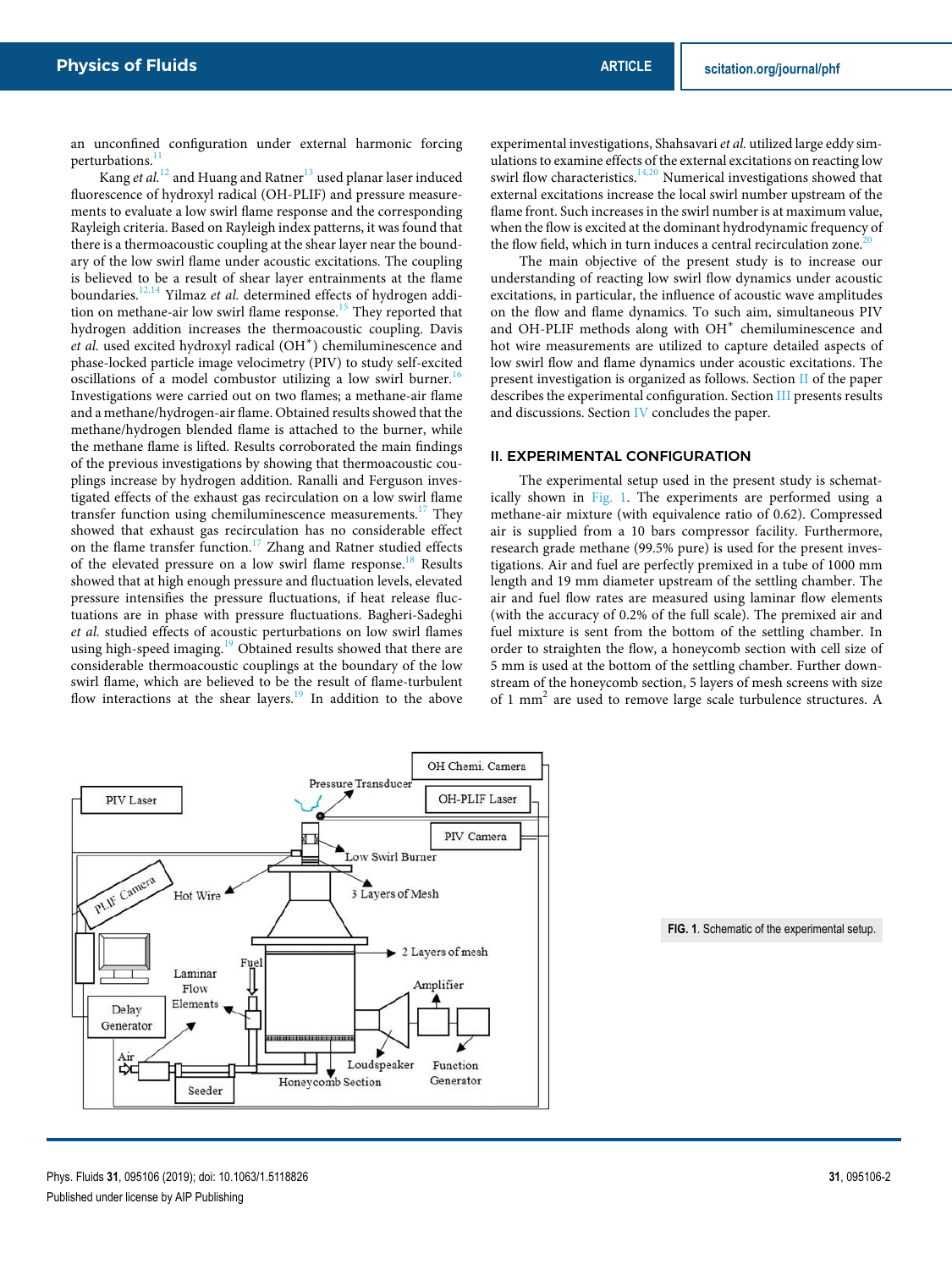an unconfined configuration under external harmonic forcing perturbations.[11]

Kang *et al.*[12] and Huang and Ratner[13] used planar laser induced fluorescence of hydroxyl radical (OH-PLIF) and pressure measurements to evaluate a low swirl flame response and the corresponding Rayleigh criteria. Based on Rayleigh index patterns, it was found that there is a thermoacoustic coupling at the shear layer near the boundary of the low swirl flame under acoustic excitations. The coupling is believed to be a result of shear layer entrainments at the flame boundaries.[12,14] Yilmaz *et al.* determined effects of hydrogen addition on methane-air low swirl flame response.[15] They reported that hydrogen addition increases the thermoacoustic coupling. Davis *et al.* used excited hydroxyl radical ($OH^*$) chemiluminescence and phase-locked particle image velocimetry (PIV) to study self-excited oscillations of a model combustor utilizing a low swirl burner.[16] Investigations were carried out on two flames; a methane-air flame and a methane/hydrogen-air flame. Obtained results showed that the methane/hydrogen blended flame is attached to the burner, while the methane flame is lifted. Results corroborated the main findings of the previous investigations by showing that thermoacoustic couplings increase by hydrogen addition. Ranalli and Ferguson investigated effects of the exhaust gas recirculation on a low swirl flame transfer function using chemiluminescence measurements.[17] They showed that exhaust gas recirculation has no considerable effect on the flame transfer function.[17] Zhang and Ratner studied effects of the elevated pressure on a low swirl flame response.[18] Results showed that at high enough pressure and fluctuation levels, elevated pressure intensifies the pressure fluctuations, if heat release fluctuations are in phase with pressure fluctuations. Bagheri-Sadeghi *et al.* studied effects of acoustic perturbations on low swirl flames using high-speed imaging.[19] Obtained results showed that there are considerable thermoacoustic couplings at the boundary of the low swirl flame, which are believed to be the result of flame-turbulent flow interactions at the shear layers.[19] In addition to the above experimental investigations, Shahsavari *et al.* utilized large eddy simulations to examine effects of the external excitations on reacting low swirl flow characteristics.[14,20] Numerical investigations showed that external excitations increase the local swirl number upstream of the flame front. Such increases in the swirl number is at maximum value, when the flow is excited at the dominant hydrodynamic frequency of the flow field, which in turn induces a central recirculation zone.[20]

The main objective of the present study is to increase our understanding of reacting low swirl flow dynamics under acoustic excitations, in particular, the influence of acoustic wave amplitudes on the flow and flame dynamics. To such aim, simultaneous PIV and OH-PLIF methods along with $OH^*$ chemiluminescence and hot wire measurements are utilized to capture detailed aspects of low swirl flow and flame dynamics under acoustic excitations. The present investigation is organized as follows. Section II of the paper describes the experimental configuration. Section III presents results and discussions. Section IV concludes the paper.

## II. EXPERIMENTAL CONFIGURATION

The experimental setup used in the present study is schematically shown in Fig. 1. The experiments are performed using a methane-air mixture (with equivalence ratio of 0.62). Compressed air is supplied from a 10 bars compressor facility. Furthermore, research grade methane (99.5% pure) is used for the present investigations. Air and fuel are perfectly premixed in a tube of 1000 mm length and 19 mm diameter upstream of the settling chamber. The air and fuel flow rates are measured using laminar flow elements (with the accuracy of 0.2% of the full scale). The premixed air and fuel mixture is sent from the bottom of the settling chamber. In order to straighten the flow, a honeycomb section with cell size of 5 mm is used at the bottom of the settling chamber. Further downstream of the honeycomb section, 5 layers of mesh screens with size of 1 $mm^2$ are used to remove large scale turbulence structures. A

**FIG. 1.** Schematic of the experimental setup.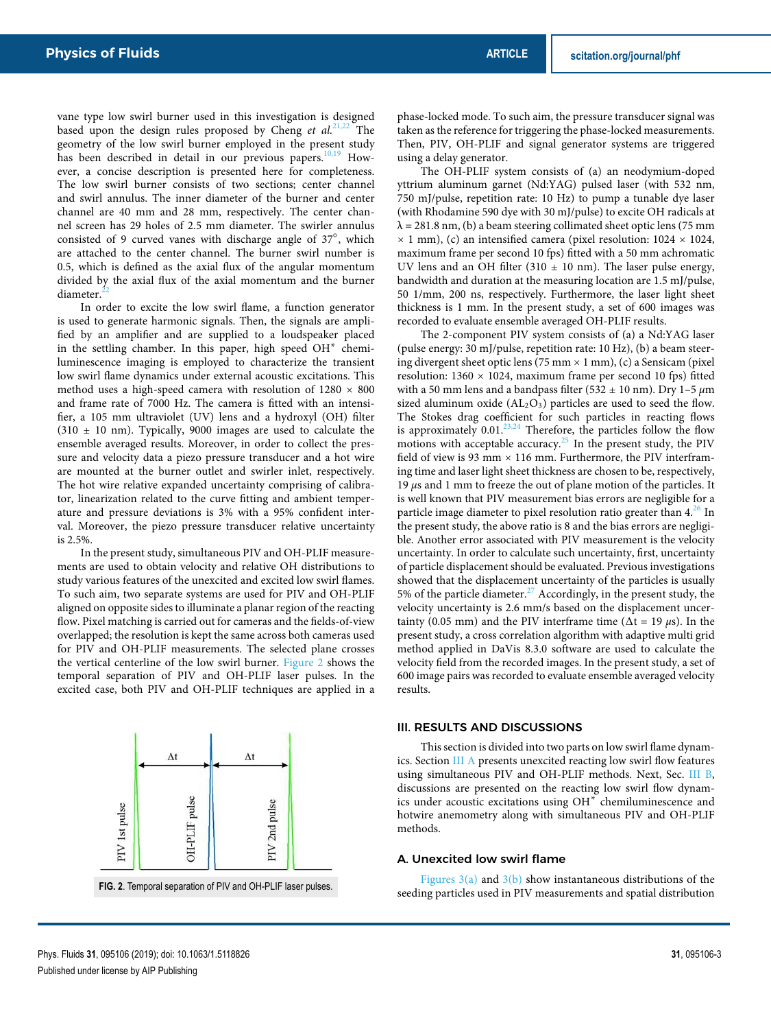vane type low swirl burner used in this investigation is designed based upon the design rules proposed by Cheng *et al.*[21,22] The geometry of the low swirl burner employed in the present study has been described in detail in our previous papers.[10,19] However, a concise description is presented here for completeness. The low swirl burner consists of two sections; center channel and swirl annulus. The inner diameter of the burner and center channel are 40 mm and 28 mm, respectively. The center channel screen has 29 holes of 2.5 mm diameter. The swirler annulus consisted of 9 curved vanes with discharge angle of 37°, which are attached to the center channel. The burner swirl number is 0.5, which is defined as the axial flux of the angular momentum divided by the axial flux of the axial momentum and the burner diameter.[22]

In order to excite the low swirl flame, a function generator is used to generate harmonic signals. Then, the signals are amplified by an amplifier and are supplied to a loudspeaker placed in the settling chamber. In this paper, high speed $OH^*$ chemiluminescence imaging is employed to characterize the transient low swirl flame dynamics under external acoustic excitations. This method uses a high-speed camera with resolution of 1280 × 800 and frame rate of 7000 Hz. The camera is fitted with an intensifier, a 105 mm ultraviolet (UV) lens and a hydroxyl (OH) filter (310 ± 10 nm). Typically, 9000 images are used to calculate the ensemble averaged results. Moreover, in order to collect the pressure and velocity data a piezo pressure transducer and a hot wire are mounted at the burner outlet and swirler inlet, respectively. The hot wire relative expanded uncertainty comprising of calibrator, linearization related to the curve fitting and ambient temperature and pressure deviations is 3% with a 95% confident interval. Moreover, the piezo pressure transducer relative uncertainty is 2.5%.

In the present study, simultaneous PIV and OH-PLIF measurements are used to obtain velocity and relative OH distributions to study various features of the unexcited and excited low swirl flames. To such aim, two separate systems are used for PIV and OH-PLIF aligned on opposite sides to illuminate a planar region of the reacting flow. Pixel matching is carried out for cameras and the fields-of-view overlapped; the resolution is kept the same across both cameras used for PIV and OH-PLIF measurements. The selected plane crosses the vertical centerline of the low swirl burner. Figure 2 shows the temporal separation of PIV and OH-PLIF laser pulses. In the excited case, both PIV and OH-PLIF techniques are applied in a phase-locked mode. To such aim, the pressure transducer signal was taken as the reference for triggering the phase-locked measurements. Then, PIV, OH-PLIF and signal generator systems are triggered using a delay generator.

FIG. 2. Temporal separation of PIV and OH-PLIF laser pulses.

The OH-PLIF system consists of (a) an neodymium-doped yttrium aluminum garnet (Nd:YAG) pulsed laser (with 532 nm, 750 mJ/pulse, repetition rate: 10 Hz) to pump a tunable dye laser (with Rhodamine 590 dye with 30 mJ/pulse) to excite OH radicals at λ = 281.8 nm, (b) a beam steering collimated sheet optic lens (75 mm × 1 mm), (c) an intensified camera (pixel resolution: 1024 × 1024, maximum frame per second 10 fps) fitted with a 50 mm achromatic UV lens and an OH filter (310 ± 10 nm). The laser pulse energy, bandwidth and duration at the measuring location are 1.5 mJ/pulse, 50 1/mm, 200 ns, respectively. Furthermore, the laser light sheet thickness is 1 mm. In the present study, a set of 600 images was recorded to evaluate ensemble averaged OH-PLIF results.

The 2-component PIV system consists of (a) a Nd:YAG laser (pulse energy: 30 mJ/pulse, repetition rate: 10 Hz), (b) a beam steering divergent sheet optic lens (75 mm × 1 mm), (c) a Sensicam (pixel resolution: 1360 × 1024, maximum frame per second 10 fps) fitted with a 50 mm lens and a bandpass filter (532 ± 10 nm). Dry 1–5 μm sized aluminum oxide ($AL_2O_3$) particles are used to seed the flow. The Stokes drag coefficient for such particles in reacting flows is approximately 0.01.[23,24] Therefore, the particles follow the flow motions with acceptable accuracy.[25] In the present study, the PIV field of view is 93 mm × 116 mm. Furthermore, the PIV interframing time and laser light sheet thickness are chosen to be, respectively, 19 μs and 1 mm to freeze the out of plane motion of the particles. It is well known that PIV measurement bias errors are negligible for a particle image diameter to pixel resolution ratio greater than 4.[26] In the present study, the above ratio is 8 and the bias errors are negligible. Another error associated with PIV measurement is the velocity uncertainty. In order to calculate such uncertainty, first, uncertainty of particle displacement should be evaluated. Previous investigations showed that the displacement uncertainty of the particles is usually 5% of the particle diameter.[27] Accordingly, in the present study, the velocity uncertainty is 2.6 mm/s based on the displacement uncertainty (0.05 mm) and the PIV interframe time (Δt = 19 μs). In the present study, a cross correlation algorithm with adaptive multi grid method applied in DaVis 8.3.0 software are used to calculate the velocity field from the recorded images. In the present study, a set of 600 image pairs was recorded to evaluate ensemble averaged velocity results.

## III. RESULTS AND DISCUSSIONS

This section is divided into two parts on low swirl flame dynamics. Section III A presents unexcited reacting low swirl flow features using simultaneous PIV and OH-PLIF methods. Next, Sec. III B, discussions are presented on the reacting low swirl flow dynamics under acoustic excitations using $OH^*$ chemiluminescence and hotwire anemometry along with simultaneous PIV and OH-PLIF methods.

### A. Unexcited low swirl flame

Figures 3(a) and 3(b) show instantaneous distributions of the seeding particles used in PIV measurements and spatial distribution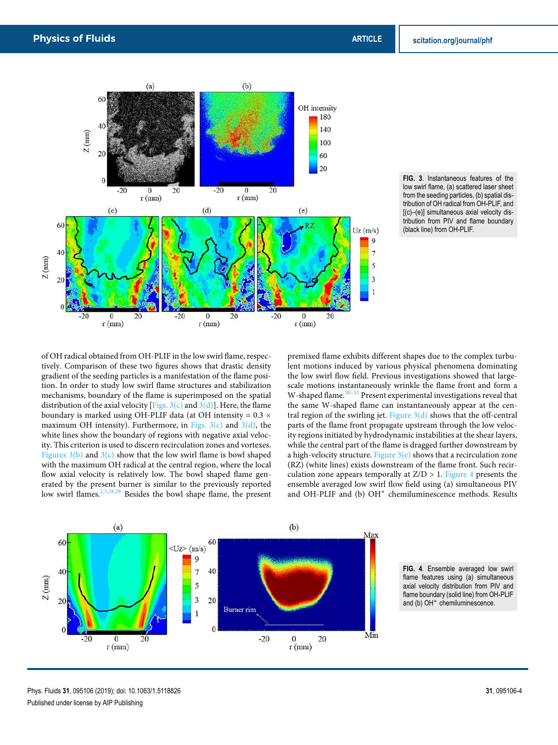FIG. 3. Instantaneous features of the low swirl flame, (a) scattered laser sheet from the seeding particles, (b) spatial distribution of OH radical from OH-PLIF, and [(c)–(e)] simultaneous axial velocity distribution from PIV and flame boundary (black line) from OH-PLIF.

of OH radical obtained from OH-PLIF in the low swirl flame, respectively. Comparison of these two figures shows that drastic density gradient of the seeding particles is a manifestation of the flame position. In order to study low swirl flame structures and stabilization mechanisms, boundary of the flame is superimposed on the spatial distribution of the axial velocity [Figs. 3(c) and 3(d)]. Here, the flame boundary is marked using OH-PLIF data (at OH intensity = 0.3 × maximum OH intensity). Furthermore, in Figs. 3(c) and 3(d), the white lines show the boundary of regions with negative axial velocity. This criterion is used to discern recirculation zones and vortexes. Figures 3(b) and 3(c) show that the low swirl flame is bowl shaped with the maximum OH radical at the central region, where the local flow axial velocity is relatively low. The bowl shaped flame generated by the present burner is similar to the previously reported low swirl flames.[2,3,28,29] Besides the bowl shape flame, the present premixed flame exhibits different shapes due to the complex turbulent motions induced by various physical phenomena dominating the low swirl flow field. Previous investigations showed that large-scale motions instantaneously wrinkle the flame front and form a W-shaped flame.[30–32] Present experimental investigations reveal that the same W-shaped flame can instantaneously appear at the central region of the swirling jet. Figure 3(d) shows that the off-central parts of the flame front propagate upstream through the low velocity regions initiated by hydrodynamic instabilities at the shear layers, while the central part of the flame is dragged further downstream by a high-velocity structure. Figure 3(e) shows that a recirculation zone (RZ) (white lines) exists downstream of the flame front. Such recirculation zone appears temporally at Z/D > 1. Figure 4 presents the ensemble averaged low swirl flow field using (a) simultaneous PIV and OH-PLIF and (b) OH* chemiluminescence methods. Results

FIG. 4. Ensemble averaged low swirl flame features using (a) simultaneous axial velocity distribution from PIV and flame boundary (solid line) from OH-PLIF and (b) OH* chemiluminescence.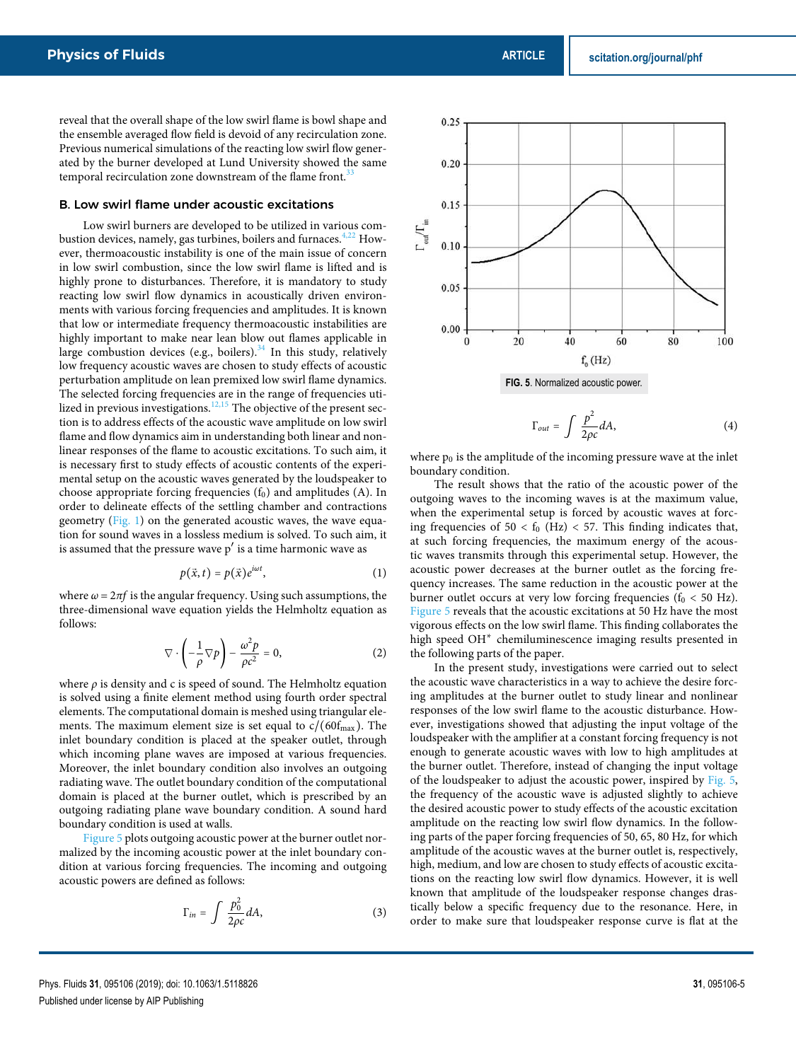reveal that the overall shape of the low swirl flame is bowl shape and the ensemble averaged flow field is devoid of any recirculation zone. Previous numerical simulations of the reacting low swirl flow generated by the burner developed at Lund University showed the same temporal recirculation zone downstream of the flame front.[33]

## B. Low swirl flame under acoustic excitations

Low swirl burners are developed to be utilized in various combustion devices, namely, gas turbines, boilers and furnaces.[4,22] However, thermoacoustic instability is one of the main issue of concern in low swirl combustion, since the low swirl flame is lifted and is highly prone to disturbances. Therefore, it is mandatory to study reacting low swirl flow dynamics in acoustically driven environments with various forcing frequencies and amplitudes. It is known that low or intermediate frequency thermoacoustic instabilities are highly important to make near lean blow out flames applicable in large combustion devices (e.g., boilers).[34] In this study, relatively low frequency acoustic waves are chosen to study effects of acoustic perturbation amplitude on lean premixed low swirl flame dynamics. The selected forcing frequencies are in the range of frequencies utilized in previous investigations.[12,15] The objective of the present section is to address effects of the acoustic wave amplitude on low swirl flame and flow dynamics aim in understanding both linear and nonlinear responses of the flame to acoustic excitations. To such aim, it is necessary first to study effects of acoustic contents of the experimental setup on the acoustic waves generated by the loudspeaker to choose appropriate forcing frequencies ($f_0$) and amplitudes (A). In order to delineate effects of the settling chamber and contractions geometry (Fig. 1) on the generated acoustic waves, the wave equation for sound waves in a lossless medium is solved. To such aim, it is assumed that the pressure wave $p'$ is a time harmonic wave as

$$p(\vec{x}, t) = p(\vec{x})e^{i\omega t}, \tag{1}$$

where $\omega = 2\pi f$ is the angular frequency. Using such assumptions, the three-dimensional wave equation yields the Helmholtz equation as follows:

$$\nabla \cdot \left(-\frac{1}{\rho}\nabla p\right) - \frac{\omega^2 p}{\rho c^2} = 0, \tag{2}$$

where $\rho$ is density and c is speed of sound. The Helmholtz equation is solved using a finite element method using fourth order spectral elements. The computational domain is meshed using triangular elements. The maximum element size is set equal to $c/(60f_{max})$. The inlet boundary condition is placed at the speaker outlet, through which incoming plane waves are imposed at various frequencies. Moreover, the inlet boundary condition also involves an outgoing radiating wave. The outlet boundary condition of the computational domain is placed at the burner outlet, which is prescribed by an outgoing radiating plane wave boundary condition. A sound hard boundary condition is used at walls.

Figure 5 plots outgoing acoustic power at the burner outlet normalized by the incoming acoustic power at the inlet boundary condition at various forcing frequencies. The incoming and outgoing acoustic powers are defined as follows:

$$\Gamma_{in} = \int \frac{p_0^2}{2\rho c} dA, \tag{3}$$

FIG. 5. Normalized acoustic power.

$$\Gamma_{out} = \int \frac{p^2}{2\rho c} dA, \tag{4}$$

where $p_0$ is the amplitude of the incoming pressure wave at the inlet boundary condition.

The result shows that the ratio of the acoustic power of the outgoing waves to the incoming waves is at the maximum value, when the experimental setup is forced by acoustic waves at forcing frequencies of $50 < f_0$ (Hz) $< 57$. This finding indicates that, at such forcing frequencies, the maximum energy of the acoustic waves transmits through this experimental setup. However, the acoustic power decreases at the burner outlet as the forcing frequency increases. The same reduction in the acoustic power at the burner outlet occurs at very low forcing frequencies ($f_0 < 50$ Hz). Figure 5 reveals that the acoustic excitations at 50 Hz have the most vigorous effects on the low swirl flame. This finding collaborates the high speed OH* chemiluminescence imaging results presented in the following parts of the paper.

In the present study, investigations were carried out to select the acoustic wave characteristics in a way to achieve the desire forcing amplitudes at the burner outlet to study linear and nonlinear responses of the low swirl flame to the acoustic disturbance. However, investigations showed that adjusting the input voltage of the loudspeaker with the amplifier at a constant forcing frequency is not enough to generate acoustic waves with low to high amplitudes at the burner outlet. Therefore, instead of changing the input voltage of the loudspeaker to adjust the acoustic power, inspired by Fig. 5, the frequency of the acoustic wave is adjusted slightly to achieve the desired acoustic power to study effects of the acoustic excitation amplitude on the reacting low swirl flow dynamics. In the following parts of the paper forcing frequencies of 50, 65, 80 Hz, for which amplitude of the acoustic waves at the burner outlet is, respectively, high, medium, and low are chosen to study effects of acoustic excitations on the reacting low swirl flow dynamics. However, it is well known that amplitude of the loudspeaker response changes drastically below a specific frequency due to the resonance. Here, in order to make sure that loudspeaker response curve is flat at the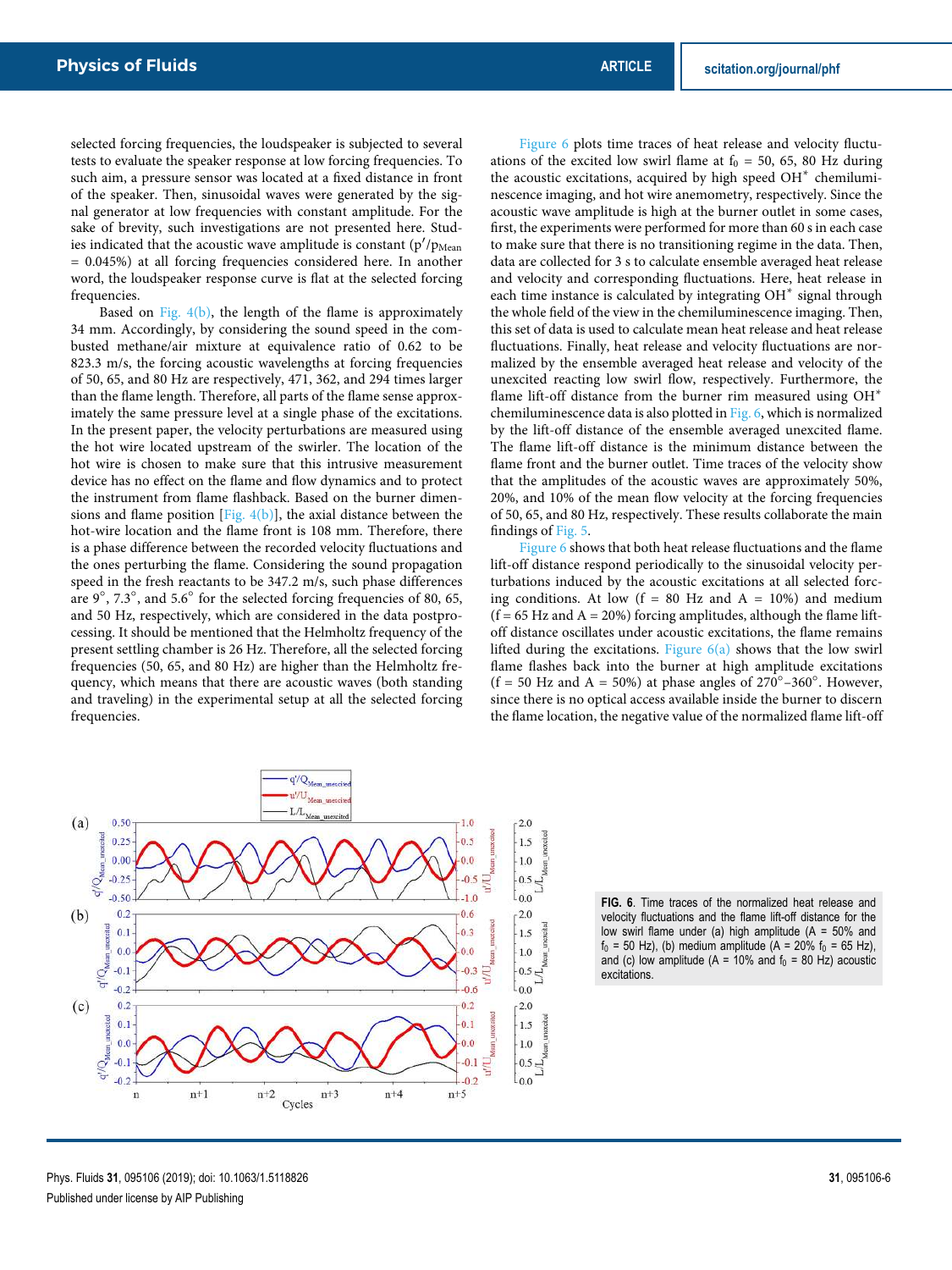selected forcing frequencies, the loudspeaker is subjected to several tests to evaluate the speaker response at low forcing frequencies. To such aim, a pressure sensor was located at a fixed distance in front of the speaker. Then, sinusoidal waves were generated by the signal generator at low frequencies with constant amplitude. For the sake of brevity, such investigations are not presented here. Studies indicated that the acoustic wave amplitude is constant ($p'/p_{Mean} = 0.045\%$) at all forcing frequencies considered here. In another word, the loudspeaker response curve is flat at the selected forcing frequencies.

Based on Fig. 4(b), the length of the flame is approximately 34 mm. Accordingly, by considering the sound speed in the combusted methane/air mixture at equivalence ratio of 0.62 to be 823.3 m/s, the forcing acoustic wavelengths at forcing frequencies of 50, 65, and 80 Hz are respectively, 471, 362, and 294 times larger than the flame length. Therefore, all parts of the flame sense approximately the same pressure level at a single phase of the excitations. In the present paper, the velocity perturbations are measured using the hot wire located upstream of the swirler. The location of the hot wire is chosen to make sure that this intrusive measurement device has no effect on the flame and flow dynamics and to protect the instrument from flame flashback. Based on the burner dimensions and flame position [Fig. 4(b)], the axial distance between the hot-wire location and the flame front is 108 mm. Therefore, there is a phase difference between the recorded velocity fluctuations and the ones perturbing the flame. Considering the sound propagation speed in the fresh reactants to be 347.2 m/s, such phase differences are 9°, 7.3°, and 5.6° for the selected forcing frequencies of 80, 65, and 50 Hz, respectively, which are considered in the data postprocessing. It should be mentioned that the Helmholtz frequency of the present settling chamber is 26 Hz. Therefore, all the selected forcing frequencies (50, 65, and 80 Hz) are higher than the Helmholtz frequency, which means that there are acoustic waves (both standing and traveling) in the experimental setup at all the selected forcing frequencies.

Figure 6 plots time traces of heat release and velocity fluctuations of the excited low swirl flame at $f_0$ = 50, 65, 80 Hz during the acoustic excitations, acquired by high speed OH* chemiluminescence imaging, and hot wire anemometry, respectively. Since the acoustic wave amplitude is high at the burner outlet in some cases, first, the experiments were performed for more than 60 s in each case to make sure that there is no transitioning regime in the data. Then, data are collected for 3 s to calculate ensemble averaged heat release and velocity and corresponding fluctuations. Here, heat release in each time instance is calculated by integrating OH* signal through the whole field of the view in the chemiluminescence imaging. Then, this set of data is used to calculate mean heat release and heat release fluctuations. Finally, heat release and velocity fluctuations are normalized by the ensemble averaged heat release and velocity of the unexcited reacting low swirl flow, respectively. Furthermore, the flame lift-off distance from the burner rim measured using OH* chemiluminescence data is also plotted in Fig. 6, which is normalized by the lift-off distance of the ensemble averaged unexcited flame. The flame lift-off distance is the minimum distance between the flame front and the burner outlet. Time traces of the velocity show that the amplitudes of the acoustic waves are approximately 50%, 20%, and 10% of the mean flow velocity at the forcing frequencies of 50, 65, and 80 Hz, respectively. These results collaborate the main findings of Fig. 5.

Figure 6 shows that both heat release fluctuations and the flame lift-off distance respond periodically to the sinusoidal velocity perturbations induced by the acoustic excitations at all selected forcing conditions. At low (f = 80 Hz and A = 10%) and medium (f = 65 Hz and A = 20%) forcing amplitudes, although the flame lift-off distance oscillates under acoustic excitations, the flame remains lifted during the excitations. Figure 6(a) shows that the low swirl flame flashes back into the burner at high amplitude excitations (f = 50 Hz and A = 50%) at phase angles of 270°–360°. However, since there is no optical access available inside the burner to discern the flame location, the negative value of the normalized flame lift-off

**FIG. 6.** Time traces of the normalized heat release and velocity fluctuations and the flame lift-off distance for the low swirl flame under (a) high amplitude (A = 50% and $f_0$ = 50 Hz), (b) medium amplitude (A = 20% $f_0$ = 65 Hz), and (c) low amplitude (A = 10% and $f_0$ = 80 Hz) acoustic excitations.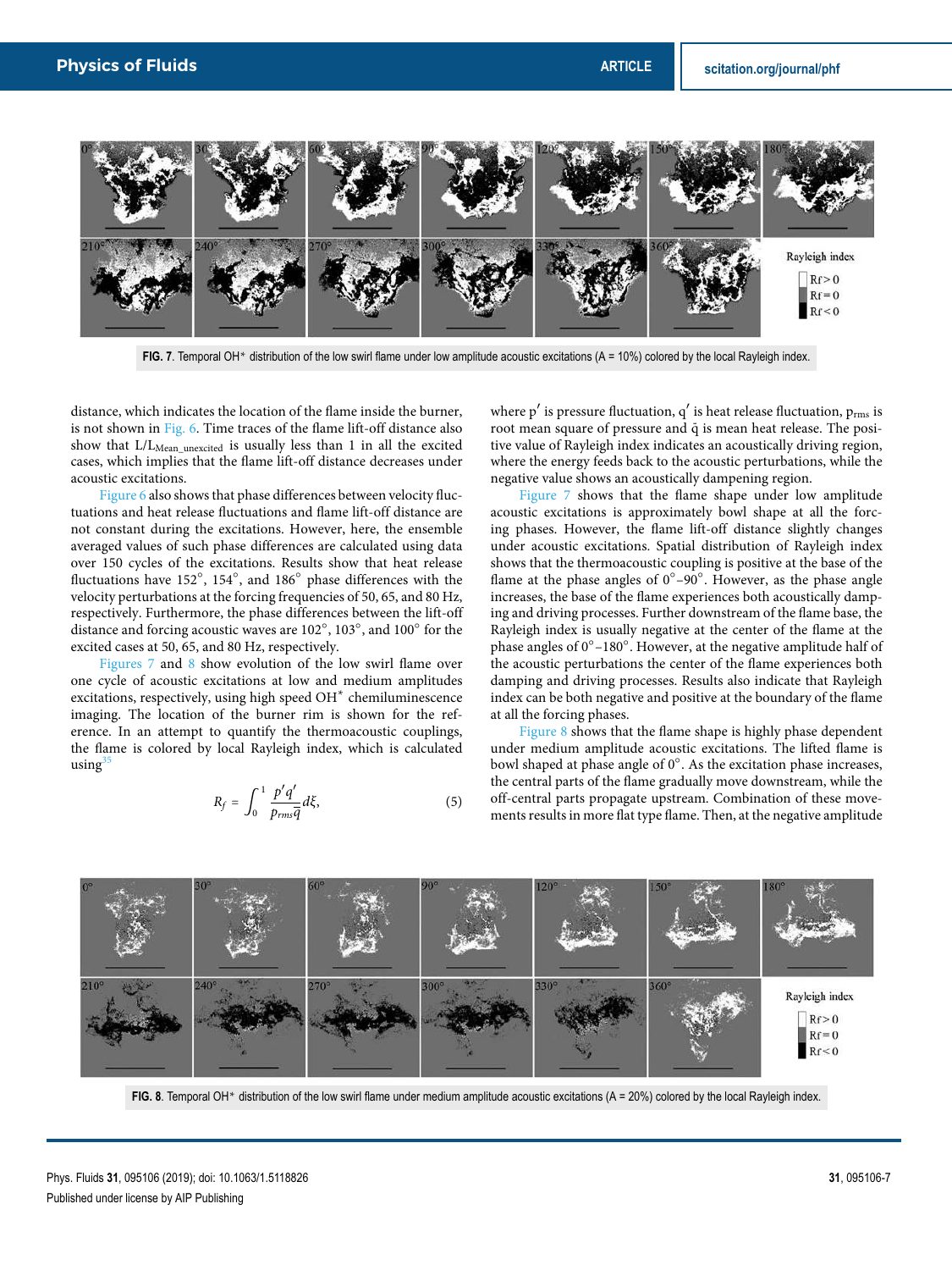FIG. 7. Temporal OH* distribution of the low swirl flame under low amplitude acoustic excitations (A = 10%) colored by the local Rayleigh index.

distance, which indicates the location of the flame inside the burner, is not shown in Fig. 6. Time traces of the flame lift-off distance also show that $L/L_{Mean\_unexcited}$ is usually less than 1 in all the excited cases, which implies that the flame lift-off distance decreases under acoustic excitations.

Figure 6 also shows that phase differences between velocity fluctuations and heat release fluctuations and flame lift-off distance are not constant during the excitations. However, here, the ensemble averaged values of such phase differences are calculated using data over 150 cycles of the excitations. Results show that heat release fluctuations have 152°, 154°, and 186° phase differences with the velocity perturbations at the forcing frequencies of 50, 65, and 80 Hz, respectively. Furthermore, the phase differences between the lift-off distance and forcing acoustic waves are 102°, 103°, and 100° for the excited cases at 50, 65, and 80 Hz, respectively.

Figures 7 and 8 show evolution of the low swirl flame over one cycle of acoustic excitations at low and medium amplitudes excitations, respectively, using high speed OH* chemiluminescence imaging. The location of the burner rim is shown for the reference. In an attempt to quantify the thermoacoustic couplings, the flame is colored by local Rayleigh index, which is calculated using[35]

$$R_f = \int_0^1 \frac{p'q'}{p_{rms}\bar{q}} d\xi, \tag{5}$$

where $p'$ is pressure fluctuation, $q'$ is heat release fluctuation, $p_{rms}$ is root mean square of pressure and $\bar{q}$ is mean heat release. The positive value of Rayleigh index indicates an acoustically driving region, where the energy feeds back to the acoustic perturbations, while the negative value shows an acoustically dampening region.

Figure 7 shows that the flame shape under low amplitude acoustic excitations is approximately bowl shape at all the forcing phases. However, the flame lift-off distance slightly changes under acoustic excitations. Spatial distribution of Rayleigh index shows that the thermoacoustic coupling is positive at the base of the flame at the phase angles of 0°–90°. However, as the phase angle increases, the base of the flame experiences both acoustically damping and driving processes. Further downstream of the flame base, the Rayleigh index is usually negative at the center of the flame at the phase angles of 0°–180°. However, at the negative amplitude half of the acoustic perturbations the center of the flame experiences both damping and driving processes. Results also indicate that Rayleigh index can be both negative and positive at the boundary of the flame at all the forcing phases.

Figure 8 shows that the flame shape is highly phase dependent under medium amplitude acoustic excitations. The lifted flame is bowl shaped at phase angle of 0°. As the excitation phase increases, the central parts of the flame gradually move downstream, while the off-central parts propagate upstream. Combination of these movements results in more flat type flame. Then, at the negative amplitude

FIG. 8. Temporal OH* distribution of the low swirl flame under medium amplitude acoustic excitations (A = 20%) colored by the local Rayleigh index.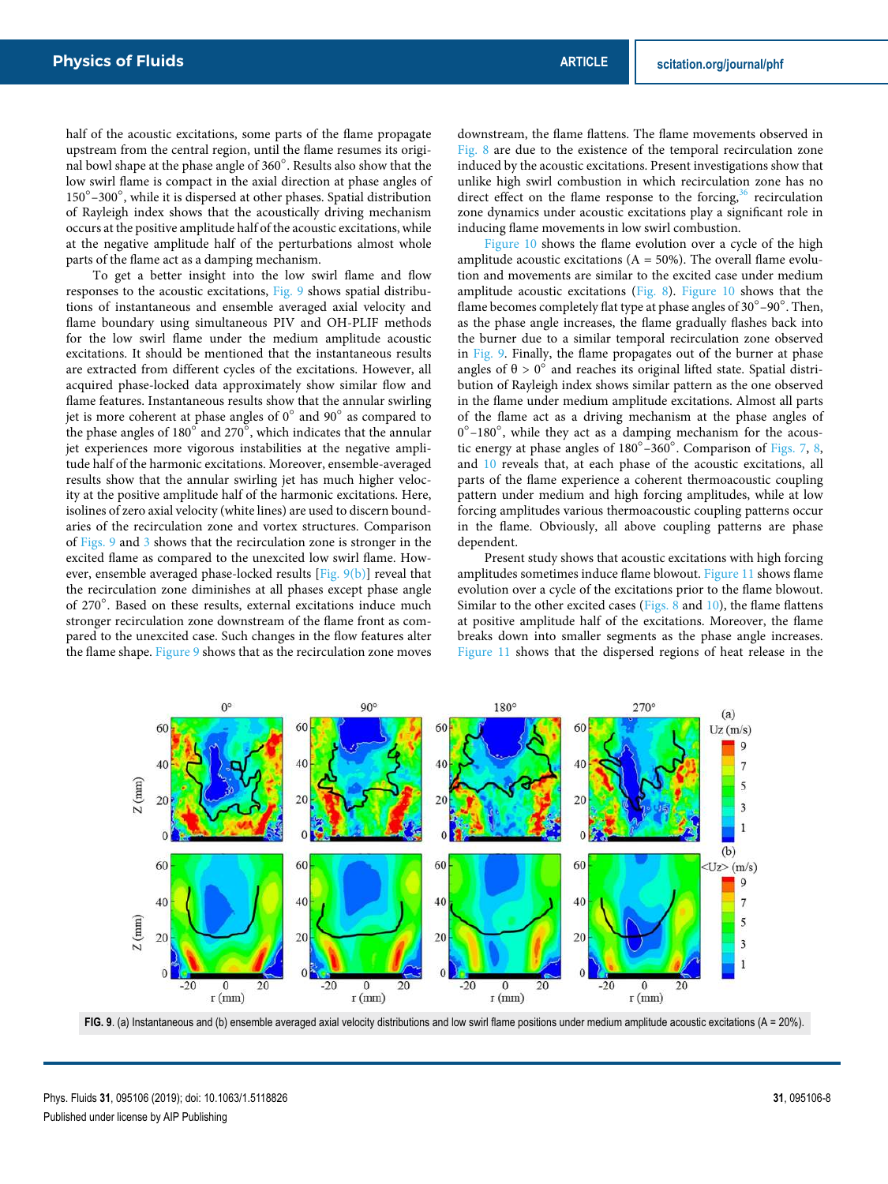half of the acoustic excitations, some parts of the flame propagate upstream from the central region, until the flame resumes its original bowl shape at the phase angle of 360°. Results also show that the low swirl flame is compact in the axial direction at phase angles of 150°–300°, while it is dispersed at other phases. Spatial distribution of Rayleigh index shows that the acoustically driving mechanism occurs at the positive amplitude half of the acoustic excitations, while at the negative amplitude half of the perturbations almost whole parts of the flame act as a damping mechanism.

To get a better insight into the low swirl flame and flow responses to the acoustic excitations, Fig. 9 shows spatial distributions of instantaneous and ensemble averaged axial velocity and flame boundary using simultaneous PIV and OH-PLIF methods for the low swirl flame under the medium amplitude acoustic excitations. It should be mentioned that the instantaneous results are extracted from different cycles of the excitations. However, all acquired phase-locked data approximately show similar flow and flame features. Instantaneous results show that the annular swirling jet is more coherent at phase angles of 0° and 90° as compared to the phase angles of 180° and 270°, which indicates that the annular jet experiences more vigorous instabilities at the negative amplitude half of the harmonic excitations. Moreover, ensemble-averaged results show that the annular swirling jet has much higher velocity at the positive amplitude half of the harmonic excitations. Here, isolines of zero axial velocity (white lines) are used to discern boundaries of the recirculation zone and vortex structures. Comparison of Figs. 9 and 3 shows that the recirculation zone is stronger in the excited flame as compared to the unexcited low swirl flame. However, ensemble averaged phase-locked results [Fig. 9(b)] reveal that the recirculation zone diminishes at all phases except phase angle of 270°. Based on these results, external excitations induce much stronger recirculation zone downstream of the flame front as compared to the unexcited case. Such changes in the flow features alter the flame shape. Figure 9 shows that as the recirculation zone moves downstream, the flame flattens. The flame movements observed in Fig. 8 are due to the existence of the temporal recirculation zone induced by the acoustic excitations. Present investigations show that unlike high swirl combustion in which recirculation zone has no direct effect on the flame response to the forcing,[36] recirculation zone dynamics under acoustic excitations play a significant role in inducing flame movements in low swirl combustion.

Figure 10 shows the flame evolution over a cycle of the high amplitude acoustic excitations (A = 50%). The overall flame evolution and movements are similar to the excited case under medium amplitude acoustic excitations (Fig. 8). Figure 10 shows that the flame becomes completely flat type at phase angles of 30°–90°. Then, as the phase angle increases, the flame gradually flashes back into the burner due to a similar temporal recirculation zone observed in Fig. 9. Finally, the flame propagates out of the burner at phase angles of $\theta > 0°$ and reaches its original lifted state. Spatial distribution of Rayleigh index shows similar pattern as the one observed in the flame under medium amplitude excitations. Almost all parts of the flame act as a driving mechanism at the phase angles of 0°–180°, while they act as a damping mechanism for the acoustic energy at phase angles of 180°–360°. Comparison of Figs. 7, 8, and 10 reveals that, at each phase of the acoustic excitations, all parts of the flame experience a coherent thermoacoustic coupling pattern under medium and high forcing amplitudes, while at low forcing amplitudes various thermoacoustic coupling patterns occur in the flame. Obviously, all above coupling patterns are phase dependent.

Present study shows that acoustic excitations with high forcing amplitudes sometimes induce flame blowout. Figure 11 shows flame evolution over a cycle of the excitations prior to the flame blowout. Similar to the other excited cases (Figs. 8 and 10), the flame flattens at positive amplitude half of the excitations. Moreover, the flame breaks down into smaller segments as the phase angle increases. Figure 11 shows that the dispersed regions of heat release in the

**FIG. 9**. (a) Instantaneous and (b) ensemble averaged axial velocity distributions and low swirl flame positions under medium amplitude acoustic excitations (A = 20%).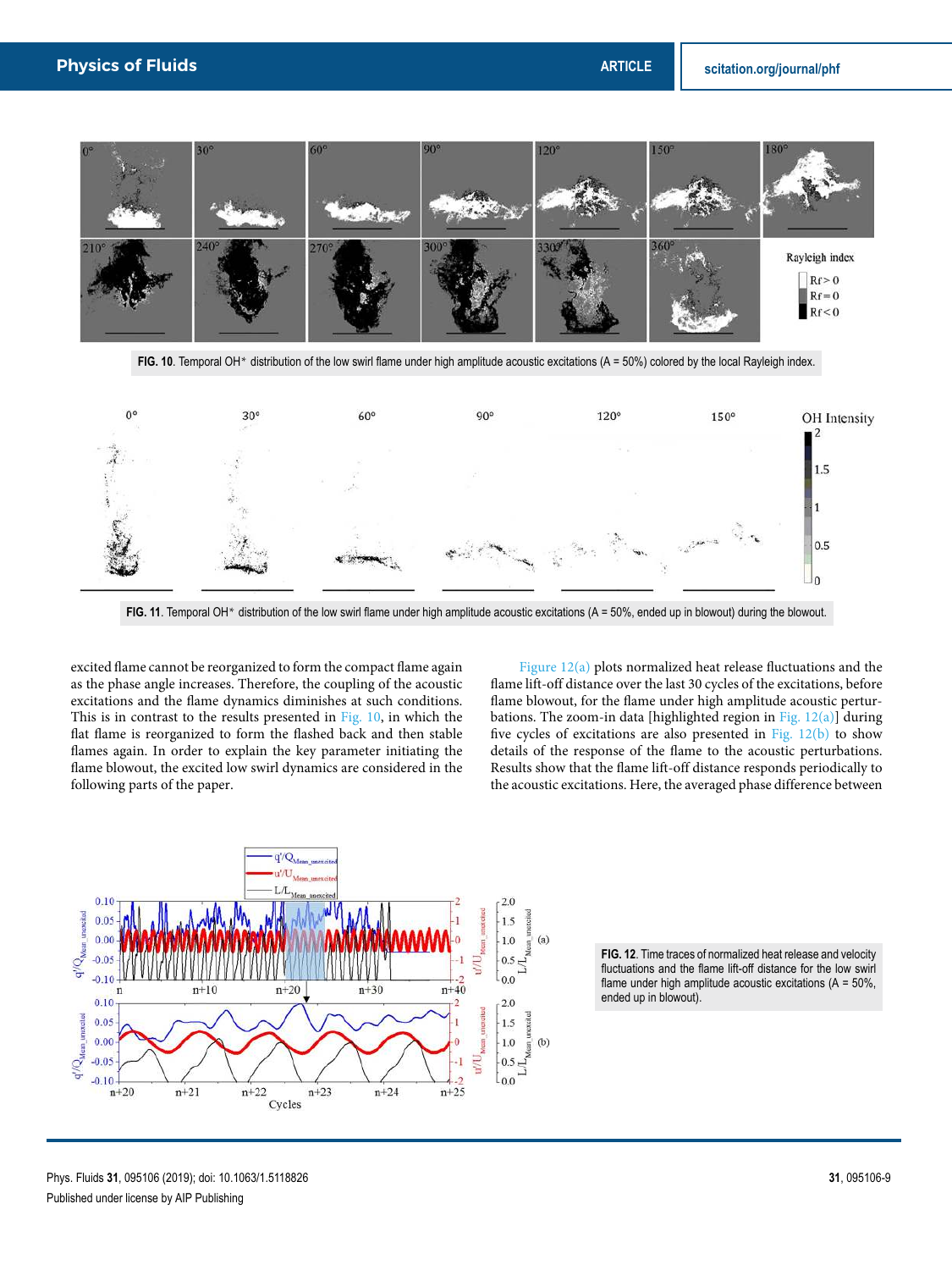FIG. 10. Temporal OH* distribution of the low swirl flame under high amplitude acoustic excitations (A = 50%) colored by the local Rayleigh index.

FIG. 11. Temporal OH* distribution of the low swirl flame under high amplitude acoustic excitations (A = 50%, ended up in blowout) during the blowout.

excited flame cannot be reorganized to form the compact flame again as the phase angle increases. Therefore, the coupling of the acoustic excitations and the flame dynamics diminishes at such conditions. This is in contrast to the results presented in Fig. 10, in which the flat flame is reorganized to form the flashed back and then stable flames again. In order to explain the key parameter initiating the flame blowout, the excited low swirl dynamics are considered in the following parts of the paper.

Figure 12(a) plots normalized heat release fluctuations and the flame lift-off distance over the last 30 cycles of the excitations, before flame blowout, for the flame under high amplitude acoustic perturbations. The zoom-in data [highlighted region in Fig. 12(a)] during five cycles of excitations are also presented in Fig. 12(b) to show details of the response of the flame to the acoustic perturbations. Results show that the flame lift-off distance responds periodically to the acoustic excitations. Here, the averaged phase difference between

FIG. 12. Time traces of normalized heat release and velocity fluctuations and the flame lift-off distance for the low swirl flame under high amplitude acoustic excitations (A = 50%, ended up in blowout).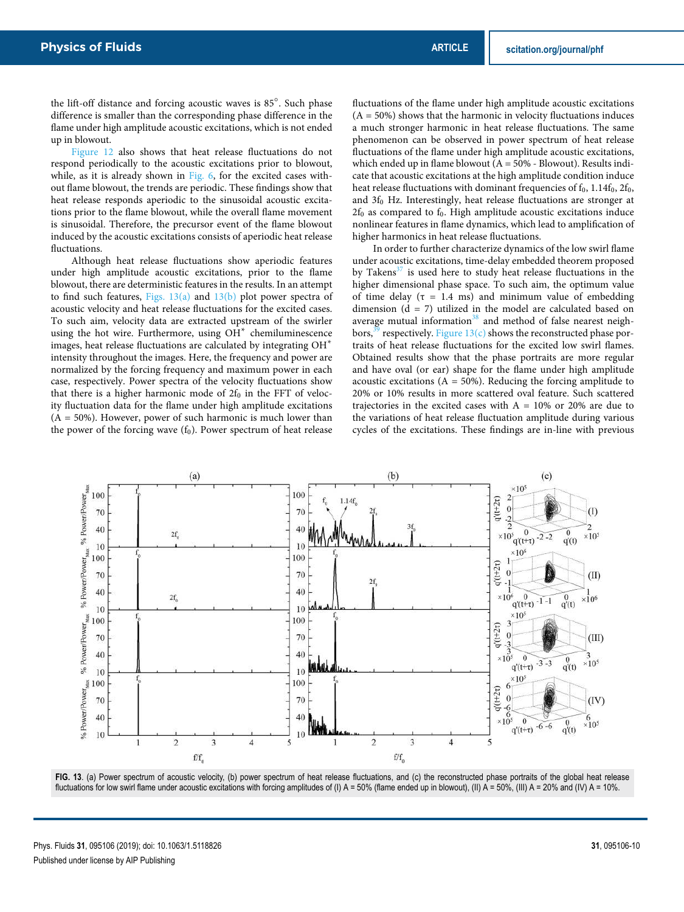the lift-off distance and forcing acoustic waves is 85°. Such phase difference is smaller than the corresponding phase difference in the flame under high amplitude acoustic excitations, which is not ended up in blowout.

Figure 12 also shows that heat release fluctuations do not respond periodically to the acoustic excitations prior to blowout, while, as it is already shown in Fig. 6, for the excited cases without flame blowout, the trends are periodic. These findings show that heat release responds aperiodic to the sinusoidal acoustic excitations prior to the flame blowout, while the overall flame movement is sinusoidal. Therefore, the precursor event of the flame blowout induced by the acoustic excitations consists of aperiodic heat release fluctuations.

Although heat release fluctuations show aperiodic features under high amplitude acoustic excitations, prior to the flame blowout, there are deterministic features in the results. In an attempt to find such features, Figs. 13(a) and 13(b) plot power spectra of acoustic velocity and heat release fluctuations for the excited cases. To such aim, velocity data are extracted upstream of the swirler using the hot wire. Furthermore, using $OH^*$ chemiluminescence images, heat release fluctuations are calculated by integrating $OH^*$ intensity throughout the images. Here, the frequency and power are normalized by the forcing frequency and maximum power in each case, respectively. Power spectra of the velocity fluctuations show that there is a higher harmonic mode of $2f_0$ in the FFT of velocity fluctuation data for the flame under high amplitude excitations (A = 50%). However, power of such harmonic is much lower than the power of the forcing wave ($f_0$). Power spectrum of heat release fluctuations of the flame under high amplitude acoustic excitations (A = 50%) shows that the harmonic in velocity fluctuations induces a much stronger harmonic in heat release fluctuations. The same phenomenon can be observed in power spectrum of heat release fluctuations of the flame under high amplitude acoustic excitations, which ended up in flame blowout (A = 50% - Blowout). Results indicate that acoustic excitations at the high amplitude condition induce heat release fluctuations with dominant frequencies of $f_0$, $1.14f_0$, $2f_0$, and $3f_0$ Hz. Interestingly, heat release fluctuations are stronger at $2f_0$ as compared to $f_0$. High amplitude acoustic excitations induce nonlinear features in flame dynamics, which lead to amplification of higher harmonics in heat release fluctuations.

In order to further characterize dynamics of the low swirl flame under acoustic excitations, time-delay embedded theorem proposed by Takens[37] is used here to study heat release fluctuations in the higher dimensional phase space. To such aim, the optimum value of time delay ($\tau$ = 1.4 ms) and minimum value of embedding dimension (d = 7) utilized in the model are calculated based on average mutual information[38] and method of false nearest neighbors,[39] respectively. Figure 13(c) shows the reconstructed phase portraits of heat release fluctuations for the excited low swirl flames. Obtained results show that the phase portraits are more regular and have oval (or ear) shape for the flame under high amplitude acoustic excitations (A = 50%). Reducing the forcing amplitude to 20% or 10% results in more scattered oval feature. Such scattered trajectories in the excited cases with A = 10% or 20% are due to the variations of heat release fluctuation amplitude during various cycles of the excitations. These findings are in-line with previous

FIG. 13. (a) Power spectrum of acoustic velocity, (b) power spectrum of heat release fluctuations, and (c) the reconstructed phase portraits of the global heat release fluctuations for low swirl flame under acoustic excitations with forcing amplitudes of (I) A = 50% (flame ended up in blowout), (II) A = 50%, (III) A = 20% and (IV) A = 10%.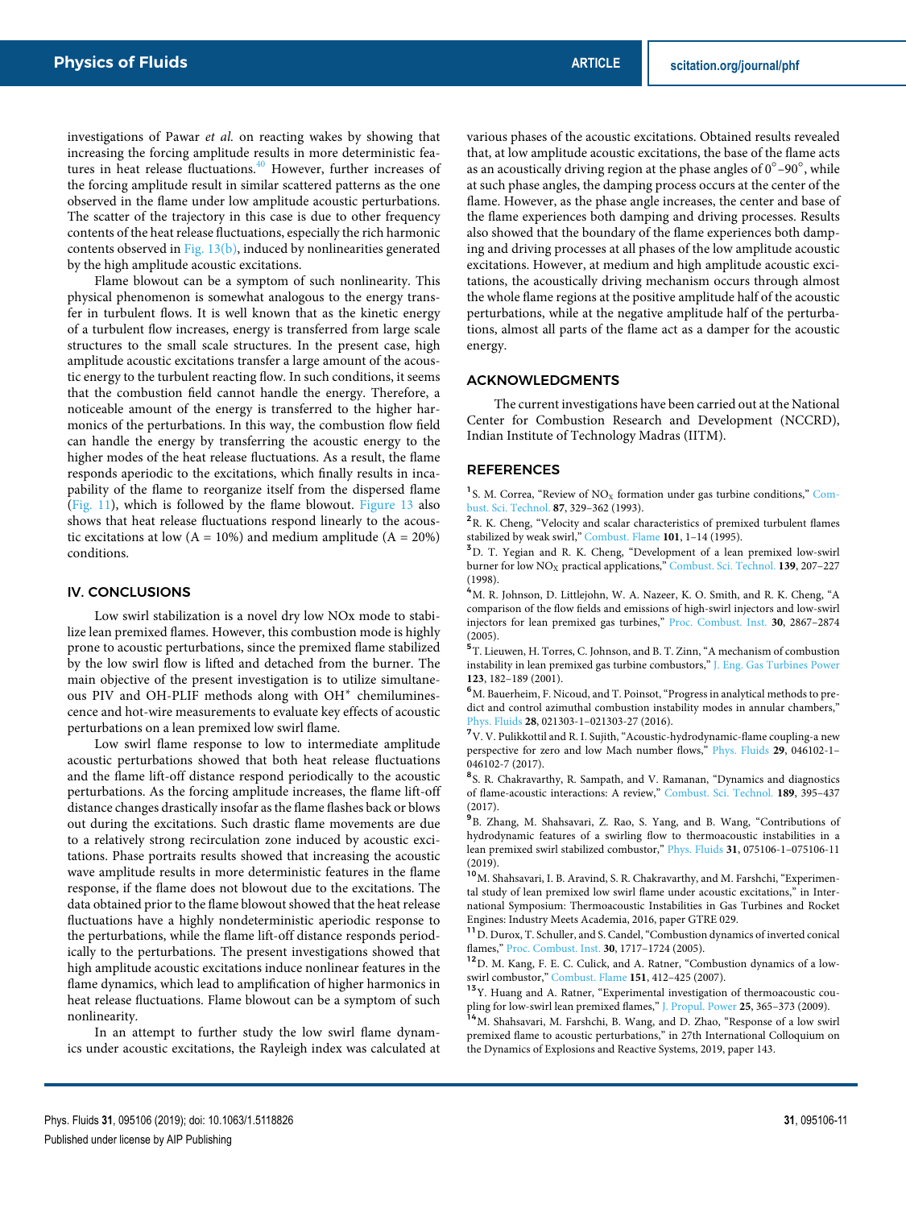investigations of Pawar *et al.* on reacting wakes by showing that increasing the forcing amplitude results in more deterministic features in heat release fluctuations.[40] However, further increases of the forcing amplitude result in similar scattered patterns as the one observed in the flame under low amplitude acoustic perturbations. The scatter of the trajectory in this case is due to other frequency contents of the heat release fluctuations, especially the rich harmonic contents observed in Fig. 13(b), induced by nonlinearities generated by the high amplitude acoustic excitations.

Flame blowout can be a symptom of such nonlinearity. This physical phenomenon is somewhat analogous to the energy transfer in turbulent flows. It is well known that as the kinetic energy of a turbulent flow increases, energy is transferred from large scale structures to the small scale structures. In the present case, high amplitude acoustic excitations transfer a large amount of the acoustic energy to the turbulent reacting flow. In such conditions, it seems that the combustion field cannot handle the energy. Therefore, a noticeable amount of the energy is transferred to the higher harmonics of the perturbations. In this way, the combustion flow field can handle the energy by transferring the acoustic energy to the higher modes of the heat release fluctuations. As a result, the flame responds aperiodic to the excitations, which finally results in incapability of the flame to reorganize itself from the dispersed flame (Fig. 11), which is followed by the flame blowout. Figure 13 also shows that heat release fluctuations respond linearly to the acoustic excitations at low (A = 10%) and medium amplitude (A = 20%) conditions.

## IV. CONCLUSIONS

Low swirl stabilization is a novel dry low NOx mode to stabilize lean premixed flames. However, this combustion mode is highly prone to acoustic perturbations, since the premixed flame stabilized by the low swirl flow is lifted and detached from the burner. The main objective of the present investigation is to utilize simultaneous PIV and OH-PLIF methods along with OH* chemiluminescence and hot-wire measurements to evaluate key effects of acoustic perturbations on a lean premixed low swirl flame.

Low swirl flame response to low to intermediate amplitude acoustic perturbations showed that both heat release fluctuations and the flame lift-off distance respond periodically to the acoustic perturbations. As the forcing amplitude increases, the flame lift-off distance changes drastically insofar as the flame flashes back or blows out during the excitations. Such drastic flame movements are due to a relatively strong recirculation zone induced by acoustic excitations. Phase portraits results showed that increasing the acoustic wave amplitude results in more deterministic features in the flame response, if the flame does not blowout due to the excitations. The data obtained prior to the flame blowout showed that the heat release fluctuations have a highly nondeterministic aperiodic response to the perturbations, while the flame lift-off distance responds periodically to the perturbations. The present investigations showed that high amplitude acoustic excitations induce nonlinear features in the flame dynamics, which lead to amplification of higher harmonics in heat release fluctuations. Flame blowout can be a symptom of such nonlinearity.

In an attempt to further study the low swirl flame dynamics under acoustic excitations, the Rayleigh index was calculated at various phases of the acoustic excitations. Obtained results revealed that, at low amplitude acoustic excitations, the base of the flame acts as an acoustically driving region at the phase angles of 0°–90°, while at such phase angles, the damping process occurs at the center of the flame. However, as the phase angle increases, the center and base of the flame experiences both damping and driving processes. Results also showed that the boundary of the flame experiences both damping and driving processes at all phases of the low amplitude acoustic excitations. However, at medium and high amplitude acoustic excitations, the acoustically driving mechanism occurs through almost the whole flame regions at the positive amplitude half of the acoustic perturbations, while at the negative amplitude half of the perturbations, almost all parts of the flame act as a damper for the acoustic energy.

## ACKNOWLEDGMENTS

The current investigations have been carried out at the National Center for Combustion Research and Development (NCCRD), Indian Institute of Technology Madras (IITM).

## REFERENCES

[1] S. M. Correa, "Review of $NO_X$ formation under gas turbine conditions," Combust. Sci. Technol. **87**, 329–362 (1993).

[2] R. K. Cheng, "Velocity and scalar characteristics of premixed turbulent flames stabilized by weak swirl," Combust. Flame **101**, 1–14 (1995).

[3] D. T. Yegian and R. K. Cheng, "Development of a lean premixed low-swirl burner for low $NO_X$ practical applications," Combust. Sci. Technol. **139**, 207–227 (1998).

[4] M. R. Johnson, D. Littlejohn, W. A. Nazeer, K. O. Smith, and R. K. Cheng, "A comparison of the flow fields and emissions of high-swirl injectors and low-swirl injectors for lean premixed gas turbines," Proc. Combust. Inst. **30**, 2867–2874 (2005).

[5] T. Lieuwen, H. Torres, C. Johnson, and B. T. Zinn, "A mechanism of combustion instability in lean premixed gas turbine combustors," J. Eng. Gas Turbines Power **123**, 182–189 (2001).

[6] M. Bauerheim, F. Nicoud, and T. Poinsot, "Progress in analytical methods to predict and control azimuthal combustion instability modes in annular chambers," Phys. Fluids **28**, 021303-1–021303-27 (2016).

[7] V. V. Pulikkottil and R. I. Sujith, "Acoustic-hydrodynamic-flame coupling-a new perspective for zero and low Mach number flows," Phys. Fluids **29**, 046102-1–046102-7 (2017).

[8] S. R. Chakravarthy, R. Sampath, and V. Ramanan, "Dynamics and diagnostics of flame-acoustic interactions: A review," Combust. Sci. Technol. **189**, 395–437 (2017).

[9] B. Zhang, M. Shahsavari, Z. Rao, S. Yang, and B. Wang, "Contributions of hydrodynamic features of a swirling flow to thermoacoustic instabilities in a lean premixed swirl stabilized combustor," Phys. Fluids **31**, 075106-1–075106-11 (2019).

[10] M. Shahsavari, I. B. Aravind, S. R. Chakravarthy, and M. Farshchi, "Experimental study of lean premixed low swirl flame under acoustic excitations," in International Symposium: Thermoacoustic Instabilities in Gas Turbines and Rocket Engines: Industry Meets Academia, 2016, paper GTRE 029.

[11] D. Durox, T. Schuller, and S. Candel, "Combustion dynamics of inverted conical flames," Proc. Combust. Inst. **30**, 1717–1724 (2005).

[12] D. M. Kang, F. E. C. Culick, and A. Ratner, "Combustion dynamics of a low-swirl combustor," Combust. Flame **151**, 412–425 (2007).

[13] Y. Huang and A. Ratner, "Experimental investigation of thermoacoustic coupling for low-swirl lean premixed flames," J. Propul. Power **25**, 365–373 (2009).

[14] M. Shahsavari, M. Farshchi, B. Wang, and D. Zhao, "Response of a low swirl premixed flame to acoustic perturbations," in 27th International Colloquium on the Dynamics of Explosions and Reactive Systems, 2019, paper 143.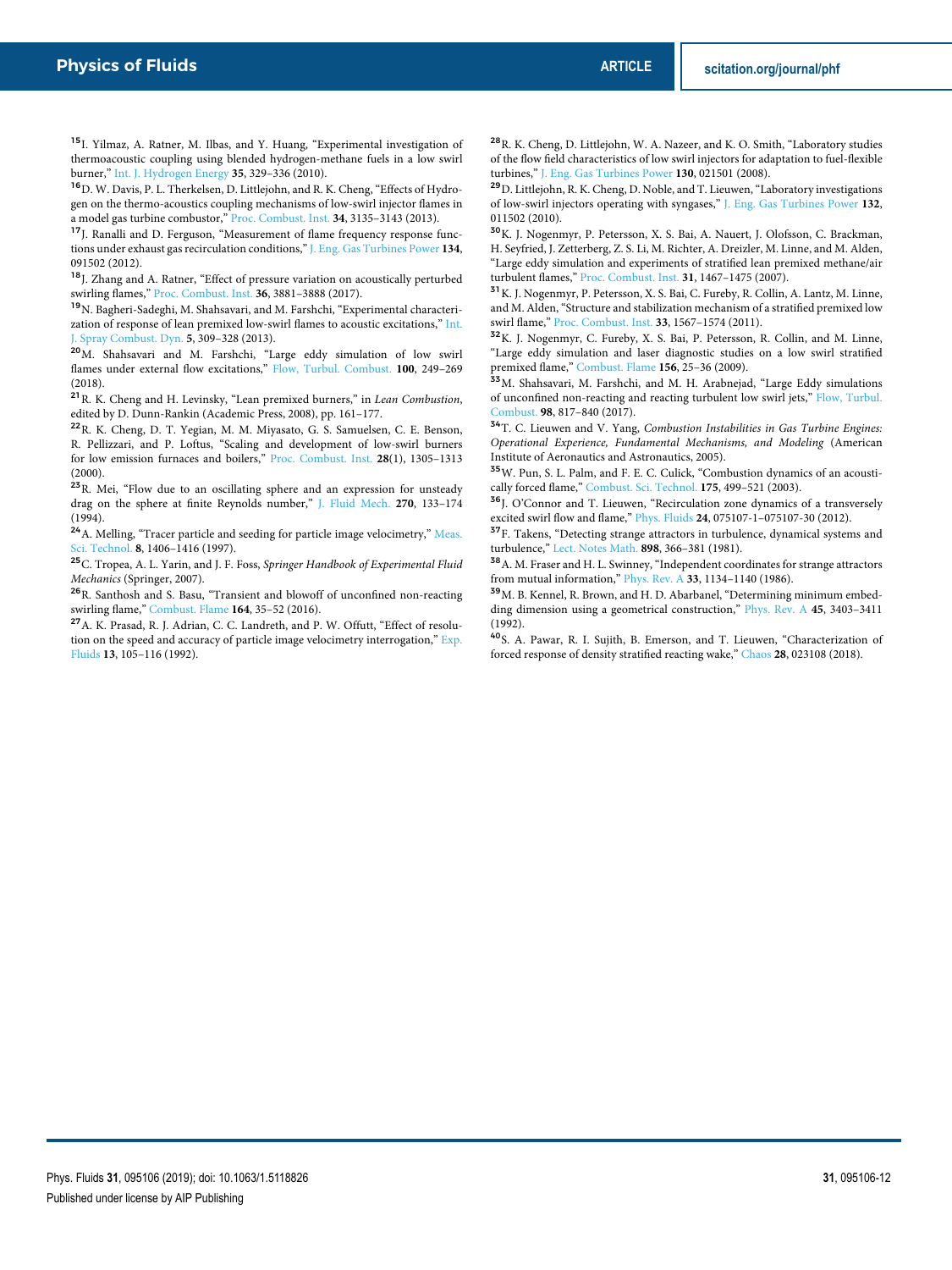[15] I. Yilmaz, A. Ratner, M. Ilbas, and Y. Huang, "Experimental investigation of thermoacoustic coupling using blended hydrogen-methane fuels in a low swirl burner," Int. J. Hydrogen Energy **35**, 329–336 (2010).

[16] D. W. Davis, P. L. Therkelsen, D. Littlejohn, and R. K. Cheng, "Effects of Hydrogen on the thermo-acoustics coupling mechanisms of low-swirl injector flames in a model gas turbine combustor," Proc. Combust. Inst. **34**, 3135–3143 (2013).

[17] J. Ranalli and D. Ferguson, "Measurement of flame frequency response functions under exhaust gas recirculation conditions," J. Eng. Gas Turbines Power **134**, 091502 (2012).

[18] J. Zhang and A. Ratner, "Effect of pressure variation on acoustically perturbed swirling flames," Proc. Combust. Inst. **36**, 3881–3888 (2017).

[19] N. Bagheri-Sadeghi, M. Shahsavari, and M. Farshchi, "Experimental characterization of response of lean premixed low-swirl flames to acoustic excitations," Int. J. Spray Combust. Dyn. **5**, 309–328 (2013).

[20] M. Shahsavari and M. Farshchi, "Large eddy simulation of low swirl flames under external flow excitations," Flow, Turbul. Combust. **100**, 249–269 (2018).

[21] R. K. Cheng and H. Levinsky, "Lean premixed burners," in *Lean Combustion*, edited by D. Dunn-Rankin (Academic Press, 2008), pp. 161–177.

[22] R. K. Cheng, D. T. Yegian, M. M. Miyasato, G. S. Samuelsen, C. E. Benson, R. Pellizzari, and P. Loftus, "Scaling and development of low-swirl burners for low emission furnaces and boilers," Proc. Combust. Inst. **28**(1), 1305–1313 (2000).

[23] R. Mei, "Flow due to an oscillating sphere and an expression for unsteady drag on the sphere at finite Reynolds number," J. Fluid Mech. **270**, 133–174 (1994).

[24] A. Melling, "Tracer particle and seeding for particle image velocimetry," Meas. Sci. Technol. **8**, 1406–1416 (1997).

[25] C. Tropea, A. L. Yarin, and J. F. Foss, *Springer Handbook of Experimental Fluid Mechanics* (Springer, 2007).

[26] R. Santhosh and S. Basu, "Transient and blowoff of unconfined non-reacting swirling flame," Combust. Flame **164**, 35–52 (2016).

[27] A. K. Prasad, R. J. Adrian, C. C. Landreth, and P. W. Offutt, "Effect of resolution on the speed and accuracy of particle image velocimetry interrogation," Exp. Fluids **13**, 105–116 (1992).

[28] R. K. Cheng, D. Littlejohn, W. A. Nazeer, and K. O. Smith, "Laboratory studies of the flow field characteristics of low swirl injectors for adaptation to fuel-flexible turbines," J. Eng. Gas Turbines Power **130**, 021501 (2008).

[29] D. Littlejohn, R. K. Cheng, D. Noble, and T. Lieuwen, "Laboratory investigations of low-swirl injectors operating with syngases," J. Eng. Gas Turbines Power **132**, 011502 (2010).

[30] K. J. Nogenmyr, P. Petersson, X. S. Bai, A. Nauert, J. Olofsson, C. Brackman, H. Seyfried, J. Zetterberg, Z. S. Li, M. Richter, A. Dreizler, M. Linne, and M. Alden, "Large eddy simulation and experiments of stratified lean premixed methane/air turbulent flames," Proc. Combust. Inst. **31**, 1467–1475 (2007).

[31] K. J. Nogenmyr, P. Petersson, X. S. Bai, C. Fureby, R. Collin, A. Lantz, M. Linne, and M. Alden, "Structure and stabilization mechanism of a stratified premixed low swirl flame," Proc. Combust. Inst. **33**, 1567–1574 (2011).

[32] K. J. Nogenmyr, C. Fureby, X. S. Bai, P. Petersson, R. Collin, and M. Linne, "Large eddy simulation and laser diagnostic studies on a low swirl stratified premixed flame," Combust. Flame **156**, 25–36 (2009).

[33] M. Shahsavari, M. Farshchi, and M. H. Arabnejad, "Large Eddy simulations of unconfined non-reacting and reacting turbulent low swirl jets," Flow, Turbul. Combust. **98**, 817–840 (2017).

[34] T. C. Lieuwen and V. Yang, *Combustion Instabilities in Gas Turbine Engines: Operational Experience, Fundamental Mechanisms, and Modeling* (American Institute of Aeronautics and Astronautics, 2005).

[35] W. Pun, S. L. Palm, and F. E. C. Culick, "Combustion dynamics of an acoustically forced flame," Combust. Sci. Technol. **175**, 499–521 (2003).

[36] J. O'Connor and T. Lieuwen, "Recirculation zone dynamics of a transversely excited swirl flow and flame," Phys. Fluids **24**, 075107-1–075107-30 (2012).

[37] F. Takens, "Detecting strange attractors in turbulence, dynamical systems and turbulence," Lect. Notes Math. **898**, 366–381 (1981).

[38] A. M. Fraser and H. L. Swinney, "Independent coordinates for strange attractors from mutual information," Phys. Rev. A **33**, 1134–1140 (1986).

[39] M. B. Kennel, R. Brown, and H. D. Abarbanel, "Determining minimum embedding dimension using a geometrical construction," Phys. Rev. A **45**, 3403–3411 (1992).

[40] S. A. Pawar, R. I. Sujith, B. Emerson, and T. Lieuwen, "Characterization of forced response of density stratified reacting wake," Chaos **28**, 023108 (2018).